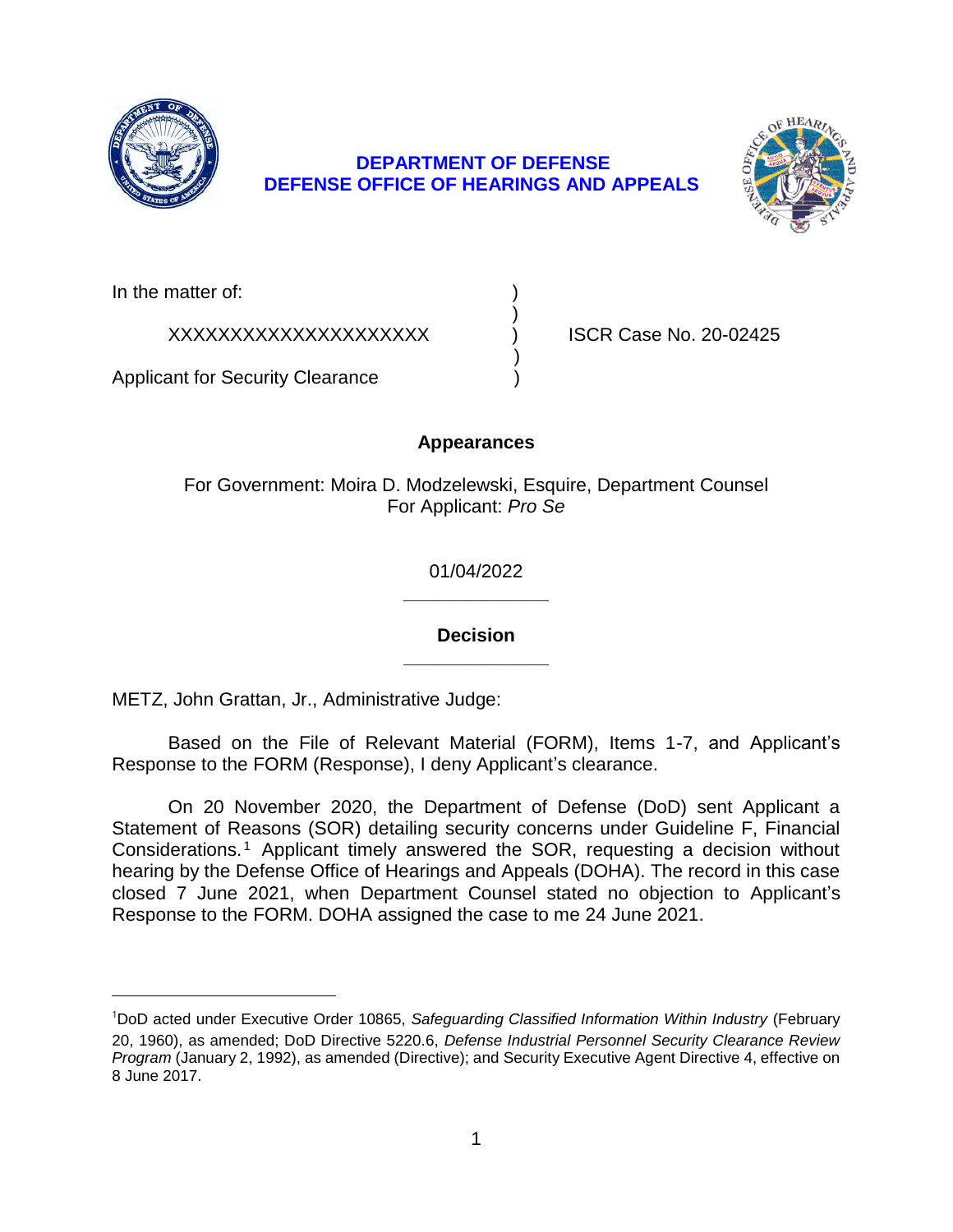**DEPARTMENT OF DEFENSE**
**DEFENSE OFFICE OF HEARINGS AND APPEALS**

| | | |
|---|---|---|
| In the matter of: | ) | |
| | ) | |
| XXXXXXXXXXXXXXXXXXXX | ) | ISCR Case No. 20-02425 |
| | ) | |
| Applicant for Security Clearance | ) | |

**Appearances**

For Government: Moira D. Modzelewski, Esquire, Department Counsel
For Applicant: *Pro Se*

01/04/2022

---

**Decision**

---

METZ, John Grattan, Jr., Administrative Judge:

Based on the File of Relevant Material (FORM), Items 1-7, and Applicant's Response to the FORM (Response), I deny Applicant's clearance.

On 20 November 2020, the Department of Defense (DoD) sent Applicant a Statement of Reasons (SOR) detailing security concerns under Guideline F, Financial Considerations.[1] Applicant timely answered the SOR, requesting a decision without hearing by the Defense Office of Hearings and Appeals (DOHA). The record in this case closed 7 June 2021, when Department Counsel stated no objection to Applicant's Response to the FORM. DOHA assigned the case to me 24 June 2021.

---

[1]DoD acted under Executive Order 10865, *Safeguarding Classified Information Within Industry* (February 20, 1960), as amended; DoD Directive 5220.6, *Defense Industrial Personnel Security Clearance Review Program* (January 2, 1992), as amended (Directive); and Security Executive Agent Directive 4, effective on 8 June 2017.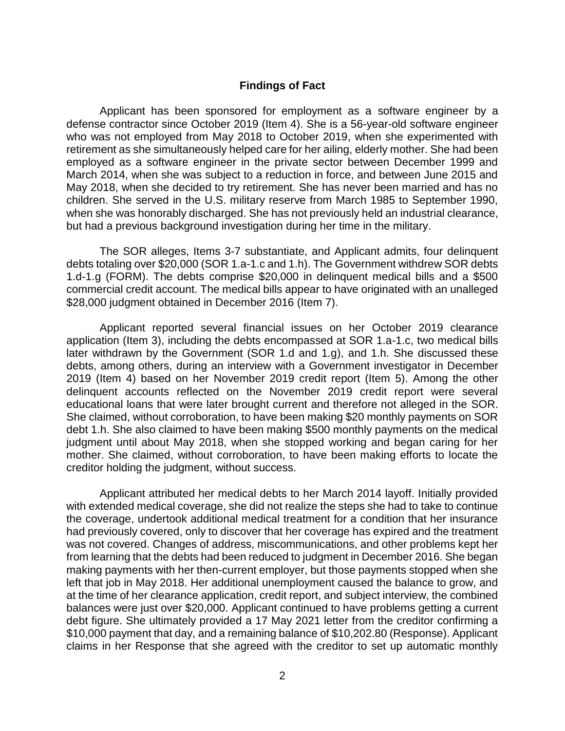## Findings of Fact

Applicant has been sponsored for employment as a software engineer by a defense contractor since October 2019 (Item 4). She is a 56-year-old software engineer who was not employed from May 2018 to October 2019, when she experimented with retirement as she simultaneously helped care for her ailing, elderly mother. She had been employed as a software engineer in the private sector between December 1999 and March 2014, when she was subject to a reduction in force, and between June 2015 and May 2018, when she decided to try retirement. She has never been married and has no children. She served in the U.S. military reserve from March 1985 to September 1990, when she was honorably discharged. She has not previously held an industrial clearance, but had a previous background investigation during her time in the military.

The SOR alleges, Items 3-7 substantiate, and Applicant admits, four delinquent debts totaling over $20,000 (SOR 1.a-1.c and 1.h). The Government withdrew SOR debts 1.d-1.g (FORM). The debts comprise $20,000 in delinquent medical bills and a $500 commercial credit account. The medical bills appear to have originated with an unalleged $28,000 judgment obtained in December 2016 (Item 7).

Applicant reported several financial issues on her October 2019 clearance application (Item 3), including the debts encompassed at SOR 1.a-1.c, two medical bills later withdrawn by the Government (SOR 1.d and 1.g), and 1.h. She discussed these debts, among others, during an interview with a Government investigator in December 2019 (Item 4) based on her November 2019 credit report (Item 5). Among the other delinquent accounts reflected on the November 2019 credit report were several educational loans that were later brought current and therefore not alleged in the SOR. She claimed, without corroboration, to have been making $20 monthly payments on SOR debt 1.h. She also claimed to have been making $500 monthly payments on the medical judgment until about May 2018, when she stopped working and began caring for her mother. She claimed, without corroboration, to have been making efforts to locate the creditor holding the judgment, without success.

Applicant attributed her medical debts to her March 2014 layoff. Initially provided with extended medical coverage, she did not realize the steps she had to take to continue the coverage, undertook additional medical treatment for a condition that her insurance had previously covered, only to discover that her coverage has expired and the treatment was not covered. Changes of address, miscommunications, and other problems kept her from learning that the debts had been reduced to judgment in December 2016. She began making payments with her then-current employer, but those payments stopped when she left that job in May 2018. Her additional unemployment caused the balance to grow, and at the time of her clearance application, credit report, and subject interview, the combined balances were just over $20,000. Applicant continued to have problems getting a current debt figure. She ultimately provided a 17 May 2021 letter from the creditor confirming a $10,000 payment that day, and a remaining balance of $10,202.80 (Response). Applicant claims in her Response that she agreed with the creditor to set up automatic monthly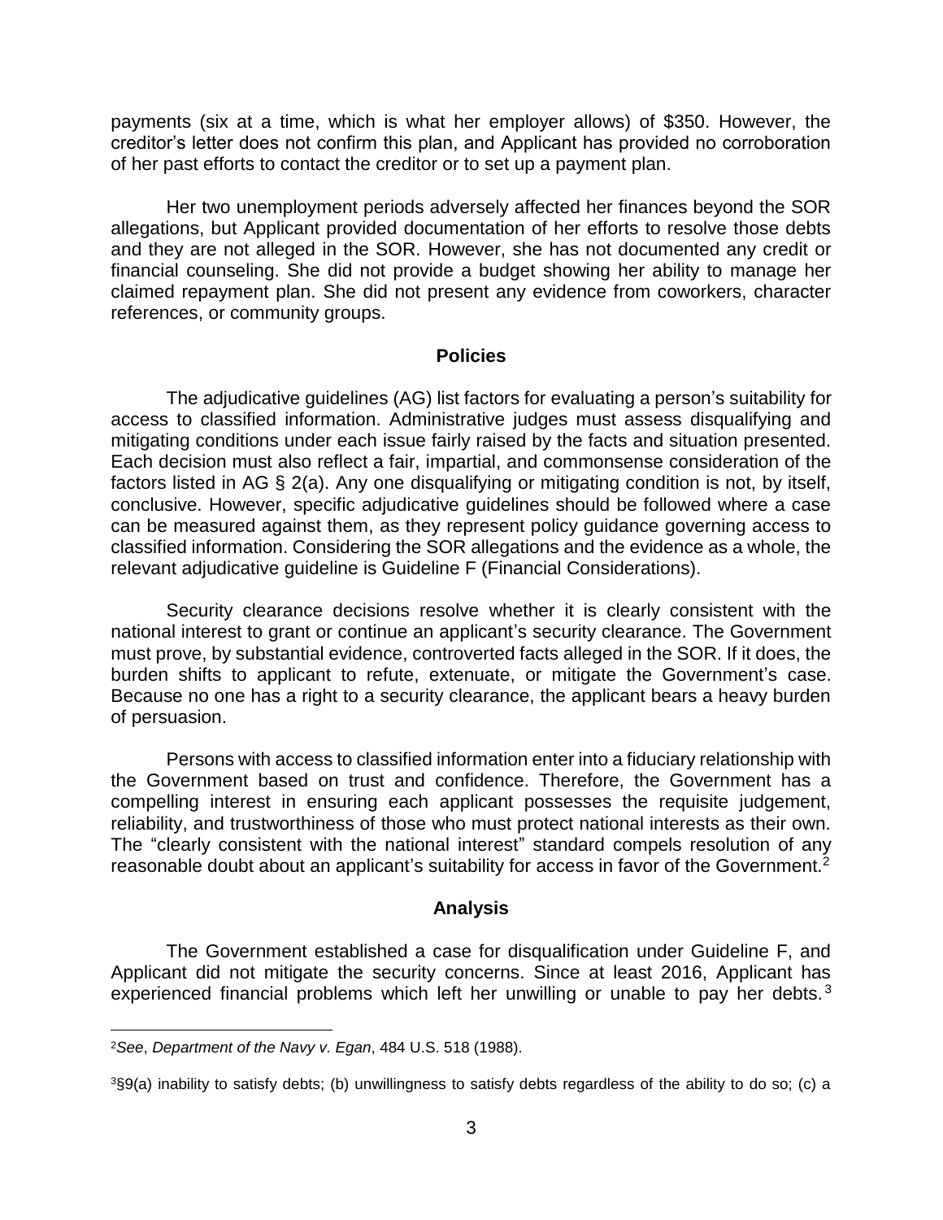payments (six at a time, which is what her employer allows) of $350. However, the creditor's letter does not confirm this plan, and Applicant has provided no corroboration of her past efforts to contact the creditor or to set up a payment plan.

Her two unemployment periods adversely affected her finances beyond the SOR allegations, but Applicant provided documentation of her efforts to resolve those debts and they are not alleged in the SOR. However, she has not documented any credit or financial counseling. She did not provide a budget showing her ability to manage her claimed repayment plan. She did not present any evidence from coworkers, character references, or community groups.

## Policies

The adjudicative guidelines (AG) list factors for evaluating a person's suitability for access to classified information. Administrative judges must assess disqualifying and mitigating conditions under each issue fairly raised by the facts and situation presented. Each decision must also reflect a fair, impartial, and commonsense consideration of the factors listed in AG § 2(a). Any one disqualifying or mitigating condition is not, by itself, conclusive. However, specific adjudicative guidelines should be followed where a case can be measured against them, as they represent policy guidance governing access to classified information. Considering the SOR allegations and the evidence as a whole, the relevant adjudicative guideline is Guideline F (Financial Considerations).

Security clearance decisions resolve whether it is clearly consistent with the national interest to grant or continue an applicant's security clearance. The Government must prove, by substantial evidence, controverted facts alleged in the SOR. If it does, the burden shifts to applicant to refute, extenuate, or mitigate the Government's case. Because no one has a right to a security clearance, the applicant bears a heavy burden of persuasion.

Persons with access to classified information enter into a fiduciary relationship with the Government based on trust and confidence. Therefore, the Government has a compelling interest in ensuring each applicant possesses the requisite judgement, reliability, and trustworthiness of those who must protect national interests as their own. The "clearly consistent with the national interest" standard compels resolution of any reasonable doubt about an applicant's suitability for access in favor of the Government.[2]

## Analysis

The Government established a case for disqualification under Guideline F, and Applicant did not mitigate the security concerns. Since at least 2016, Applicant has experienced financial problems which left her unwilling or unable to pay her debts.[3]

---

[2] *See*, *Department of the Navy v. Egan*, 484 U.S. 518 (1988).

[3] §9(a) inability to satisfy debts; (b) unwillingness to satisfy debts regardless of the ability to do so; (c) a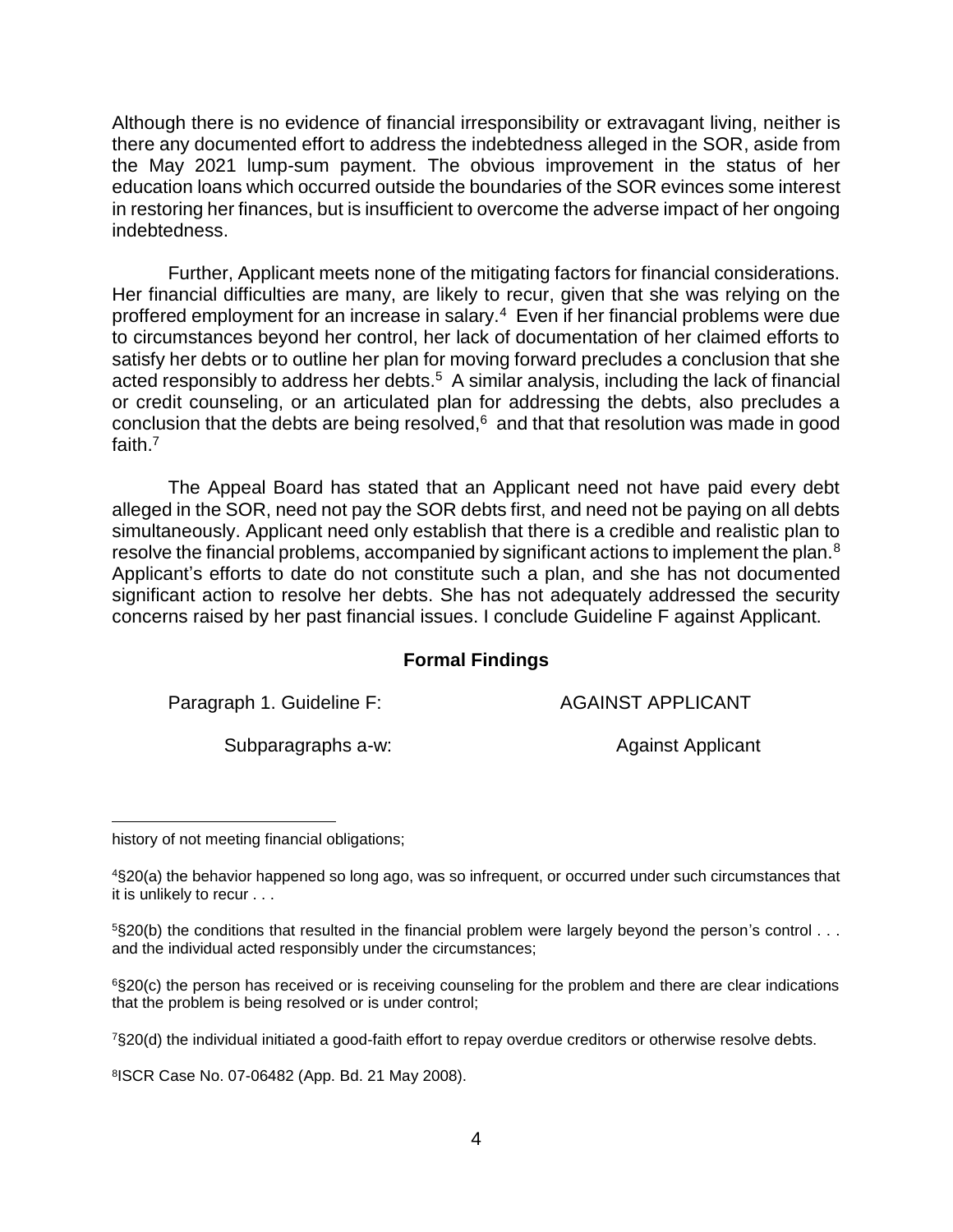Although there is no evidence of financial irresponsibility or extravagant living, neither is there any documented effort to address the indebtedness alleged in the SOR, aside from the May 2021 lump-sum payment. The obvious improvement in the status of her education loans which occurred outside the boundaries of the SOR evinces some interest in restoring her finances, but is insufficient to overcome the adverse impact of her ongoing indebtedness.

Further, Applicant meets none of the mitigating factors for financial considerations. Her financial difficulties are many, are likely to recur, given that she was relying on the proffered employment for an increase in salary.[4] Even if her financial problems were due to circumstances beyond her control, her lack of documentation of her claimed efforts to satisfy her debts or to outline her plan for moving forward precludes a conclusion that she acted responsibly to address her debts.[5] A similar analysis, including the lack of financial or credit counseling, or an articulated plan for addressing the debts, also precludes a conclusion that the debts are being resolved,[6] and that that resolution was made in good faith.[7]

The Appeal Board has stated that an Applicant need not have paid every debt alleged in the SOR, need not pay the SOR debts first, and need not be paying on all debts simultaneously. Applicant need only establish that there is a credible and realistic plan to resolve the financial problems, accompanied by significant actions to implement the plan.[8] Applicant's efforts to date do not constitute such a plan, and she has not documented significant action to resolve her debts. She has not adequately addressed the security concerns raised by her past financial issues. I conclude Guideline F against Applicant.

**Formal Findings**

| | |
|---|---|
| Paragraph 1. Guideline F: | AGAINST APPLICANT |
| Subparagraphs a-w: | Against Applicant |

---

history of not meeting financial obligations;

[4]§20(a) the behavior happened so long ago, was so infrequent, or occurred under such circumstances that it is unlikely to recur . . .

[5]§20(b) the conditions that resulted in the financial problem were largely beyond the person's control . . . and the individual acted responsibly under the circumstances;

[6]§20(c) the person has received or is receiving counseling for the problem and there are clear indications that the problem is being resolved or is under control;

[7]§20(d) the individual initiated a good-faith effort to repay overdue creditors or otherwise resolve debts.

[8]ISCR Case No. 07-06482 (App. Bd. 21 May 2008).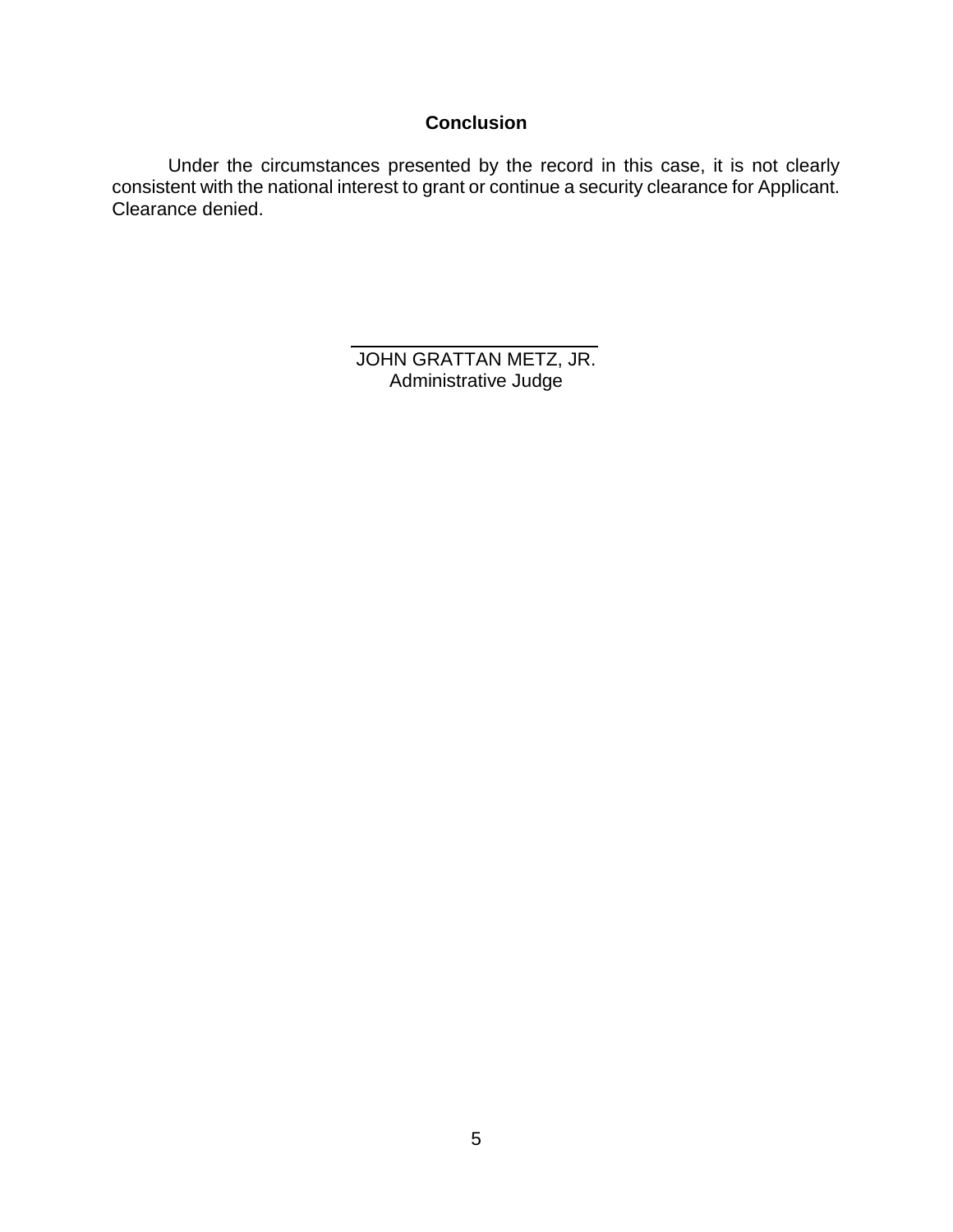## Conclusion

Under the circumstances presented by the record in this case, it is not clearly consistent with the national interest to grant or continue a security clearance for Applicant. Clearance denied.

JOHN GRATTAN METZ, JR.
Administrative Judge